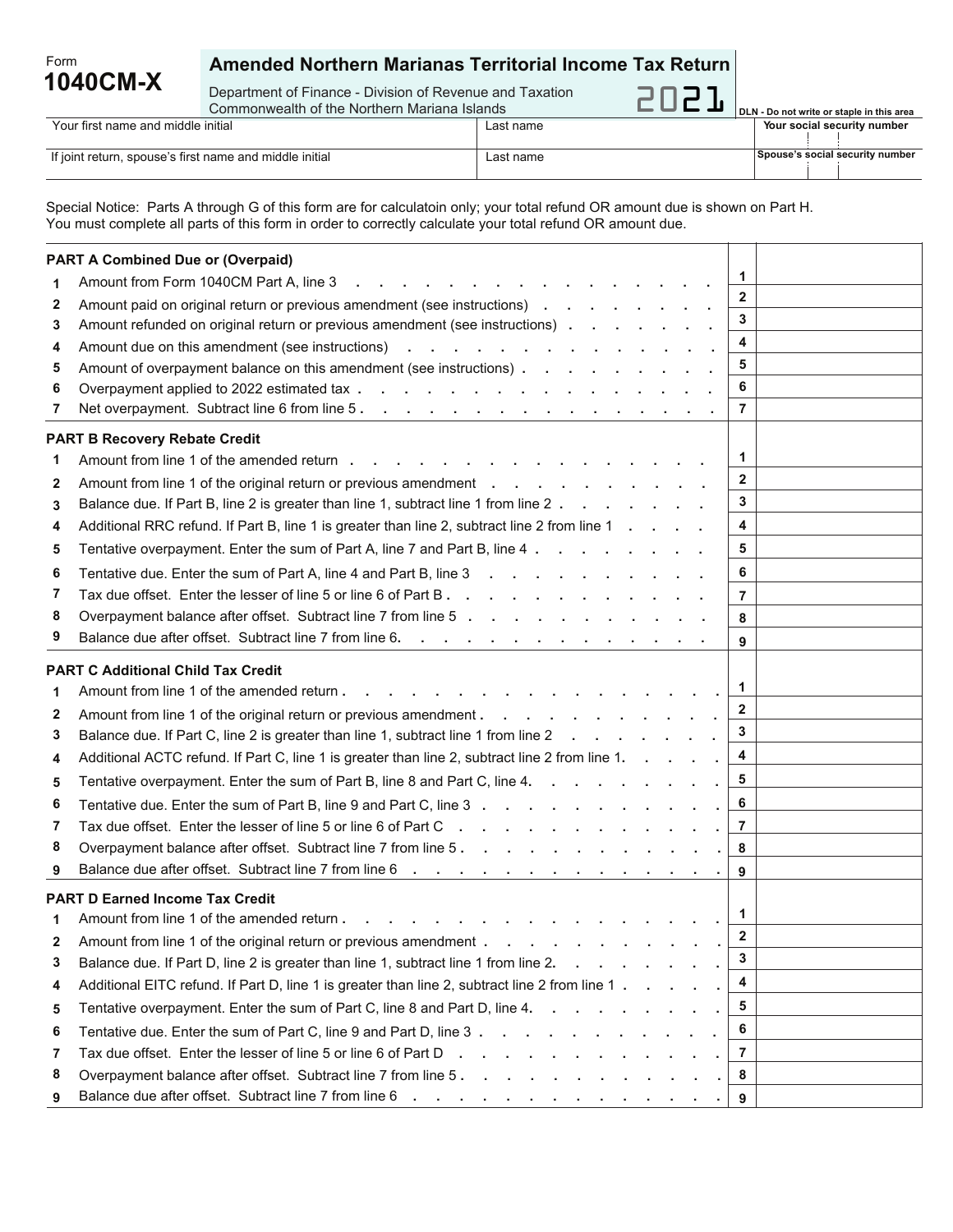Form **1040CM-X**

# Amended Northern Marianas Territorial Income Tax Return

Department of Finance - Division of Revenue and Taxation
Commonwealth of the Northern Mariana Islands

2021

DLN - Do not write or staple in this area

| Your first name and middle initial | Last name | Your social security number |
|---|---|---|
| If joint return, spouse's first name and middle initial | Last name | Spouse's social security number |

Special Notice: Parts A through G of this form are for calculatoin only; your total refund OR amount due is shown on Part H. You must complete all parts of this form in order to correctly calculate your total refund OR amount due.

| | PART A Combined Due or (Overpaid) | | |
|---|---|---|---|
| 1 | Amount from Form 1040CM Part A, line 3 | 1 | |
| 2 | Amount paid on original return or previous amendment (see instructions) | 2 | |
| 3 | Amount refunded on original return or previous amendment (see instructions) | 3 | |
| 4 | Amount due on this amendment (see instructions) | 4 | |
| 5 | Amount of overpayment balance on this amendment (see instructions) | 5 | |
| 6 | Overpayment applied to 2022 estimated tax | 6 | |
| 7 | Net overpayment. Subtract line 6 from line 5 | 7 | |

| | PART B Recovery Rebate Credit | | |
|---|---|---|---|
| 1 | Amount from line 1 of the amended return | 1 | |
| 2 | Amount from line 1 of the original return or previous amendment | 2 | |
| 3 | Balance due. If Part B, line 2 is greater than line 1, subtract line 1 from line 2 | 3 | |
| 4 | Additional RRC refund. If Part B, line 1 is greater than line 2, subtract line 2 from line 1 | 4 | |
| 5 | Tentative overpayment. Enter the sum of Part A, line 7 and Part B, line 4 | 5 | |
| 6 | Tentative due. Enter the sum of Part A, line 4 and Part B, line 3 | 6 | |
| 7 | Tax due offset. Enter the lesser of line 5 or line 6 of Part B | 7 | |
| 8 | Overpayment balance after offset. Subtract line 7 from line 5 | 8 | |
| 9 | Balance due after offset. Subtract line 7 from line 6. | 9 | |

| | PART C Additional Child Tax Credit | | |
|---|---|---|---|
| 1 | Amount from line 1 of the amended return | 1 | |
| 2 | Amount from line 1 of the original return or previous amendment | 2 | |
| 3 | Balance due. If Part C, line 2 is greater than line 1, subtract line 1 from line 2 | 3 | |
| 4 | Additional ACTC refund. If Part C, line 1 is greater than line 2, subtract line 2 from line 1. | 4 | |
| 5 | Tentative overpayment. Enter the sum of Part B, line 8 and Part C, line 4. | 5 | |
| 6 | Tentative due. Enter the sum of Part B, line 9 and Part C, line 3 | 6 | |
| 7 | Tax due offset. Enter the lesser of line 5 or line 6 of Part C | 7 | |
| 8 | Overpayment balance after offset. Subtract line 7 from line 5 | 8 | |
| 9 | Balance due after offset. Subtract line 7 from line 6 | 9 | |

| | PART D Earned Income Tax Credit | | |
|---|---|---|---|
| 1 | Amount from line 1 of the amended return | 1 | |
| 2 | Amount from line 1 of the original return or previous amendment | 2 | |
| 3 | Balance due. If Part D, line 2 is greater than line 1, subtract line 1 from line 2. | 3 | |
| 4 | Additional EITC refund. If Part D, line 1 is greater than line 2, subtract line 2 from line 1 | 4 | |
| 5 | Tentative overpayment. Enter the sum of Part C, line 8 and Part D, line 4. | 5 | |
| 6 | Tentative due. Enter the sum of Part C, line 9 and Part D, line 3 | 6 | |
| 7 | Tax due offset. Enter the lesser of line 5 or line 6 of Part D | 7 | |
| 8 | Overpayment balance after offset. Subtract line 7 from line 5 | 8 | |
| 9 | Balance due after offset. Subtract line 7 from line 6 | 9 | |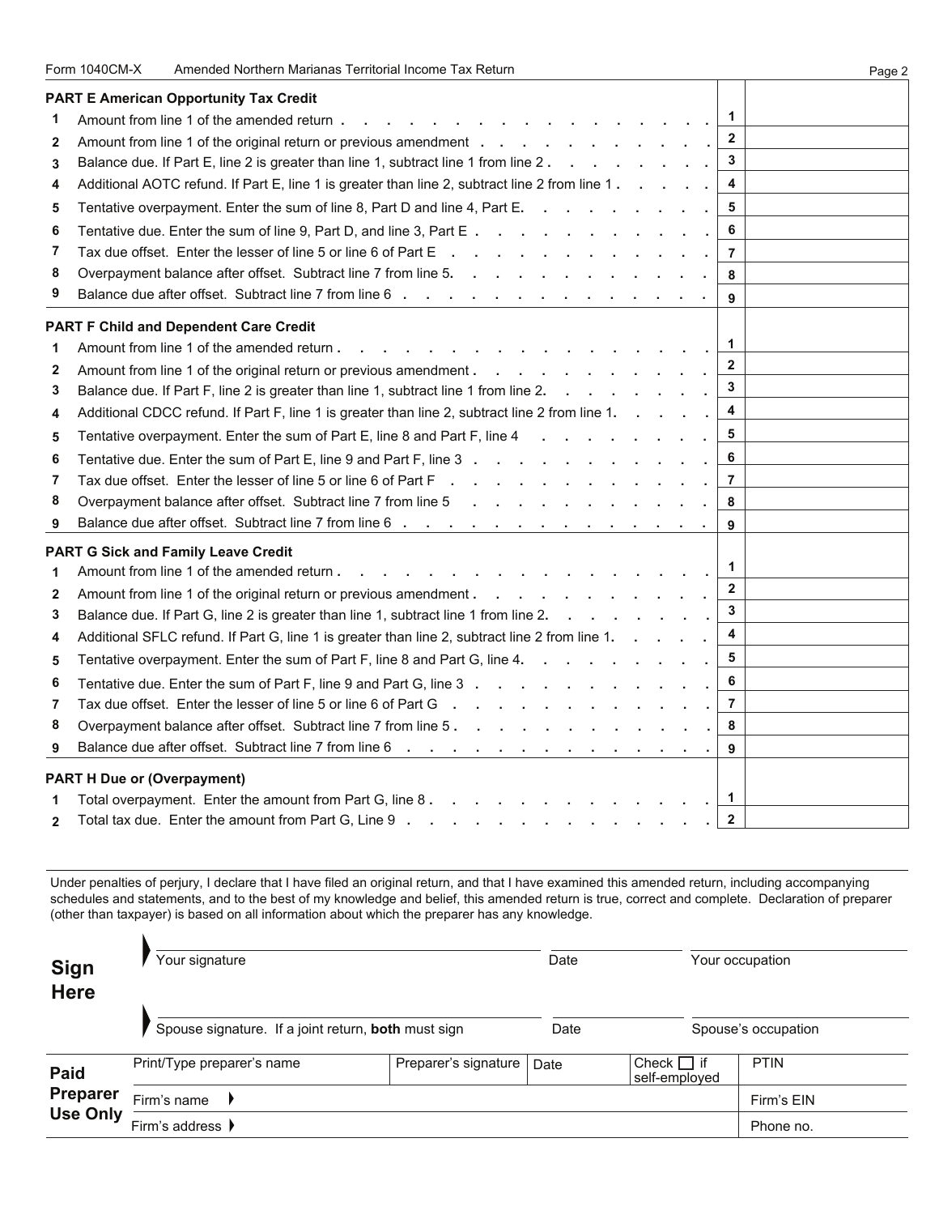Form 1040CM-X Amended Northern Marianas Territorial Income Tax Return

## PART E American Opportunity Tax Credit

| | | | |
|---|---|---|---|
| 1 | Amount from line 1 of the amended return | 1 | |
| 2 | Amount from line 1 of the original return or previous amendment | 2 | |
| 3 | Balance due. If Part E, line 2 is greater than line 1, subtract line 1 from line 2 | 3 | |
| 4 | Additional AOTC refund. If Part E, line 1 is greater than line 2, subtract line 2 from line 1 | 4 | |
| 5 | Tentative overpayment. Enter the sum of line 8, Part D and line 4, Part E | 5 | |
| 6 | Tentative due. Enter the sum of line 9, Part D, and line 3, Part E | 6 | |
| 7 | Tax due offset. Enter the lesser of line 5 or line 6 of Part E | 7 | |
| 8 | Overpayment balance after offset. Subtract line 7 from line 5 | 8 | |
| 9 | Balance due after offset. Subtract line 7 from line 6 | 9 | |

## PART F Child and Dependent Care Credit

| | | | |
|---|---|---|---|
| 1 | Amount from line 1 of the amended return | 1 | |
| 2 | Amount from line 1 of the original return or previous amendment | 2 | |
| 3 | Balance due. If Part F, line 2 is greater than line 1, subtract line 1 from line 2 | 3 | |
| 4 | Additional CDCC refund. If Part F, line 1 is greater than line 2, subtract line 2 from line 1 | 4 | |
| 5 | Tentative overpayment. Enter the sum of Part E, line 8 and Part F, line 4 | 5 | |
| 6 | Tentative due. Enter the sum of Part E, line 9 and Part F, line 3 | 6 | |
| 7 | Tax due offset. Enter the lesser of line 5 or line 6 of Part F | 7 | |
| 8 | Overpayment balance after offset. Subtract line 7 from line 5 | 8 | |
| 9 | Balance due after offset. Subtract line 7 from line 6 | 9 | |

## PART G Sick and Family Leave Credit

| | | | |
|---|---|---|---|
| 1 | Amount from line 1 of the amended return | 1 | |
| 2 | Amount from line 1 of the original return or previous amendment | 2 | |
| 3 | Balance due. If Part G, line 2 is greater than line 1, subtract line 1 from line 2 | 3 | |
| 4 | Additional SFLC refund. If Part G, line 1 is greater than line 2, subtract line 2 from line 1 | 4 | |
| 5 | Tentative overpayment. Enter the sum of Part F, line 8 and Part G, line 4 | 5 | |
| 6 | Tentative due. Enter the sum of Part F, line 9 and Part G, line 3 | 6 | |
| 7 | Tax due offset. Enter the lesser of line 5 or line 6 of Part G | 7 | |
| 8 | Overpayment balance after offset. Subtract line 7 from line 5 | 8 | |
| 9 | Balance due after offset. Subtract line 7 from line 6 | 9 | |

## PART H Due or (Overpayment)

| | | | |
|---|---|---|---|
| 1 | Total overpayment. Enter the amount from Part G, line 8 | 1 | |
| 2 | Total tax due. Enter the amount from Part G, Line 9 | 2 | |

Under penalties of perjury, I declare that I have filed an original return, and that I have examined this amended return, including accompanying schedules and statements, and to the best of my knowledge and belief, this amended return is true, correct and complete. Declaration of preparer (other than taxpayer) is based on all information about which the preparer has any knowledge.

**Sign Here**

| Your signature | Date | Your occupation |
|---|---|---|
| Spouse signature. If a joint return, **both** must sign | Date | Spouse's occupation |

**Paid Preparer Use Only**

| Print/Type preparer's name | Preparer's signature | Date | Check ☐ if self-employed | PTIN |
|---|---|---|---|---|
| Firm's name | | | | Firm's EIN |
| Firm's address | | | | Phone no. |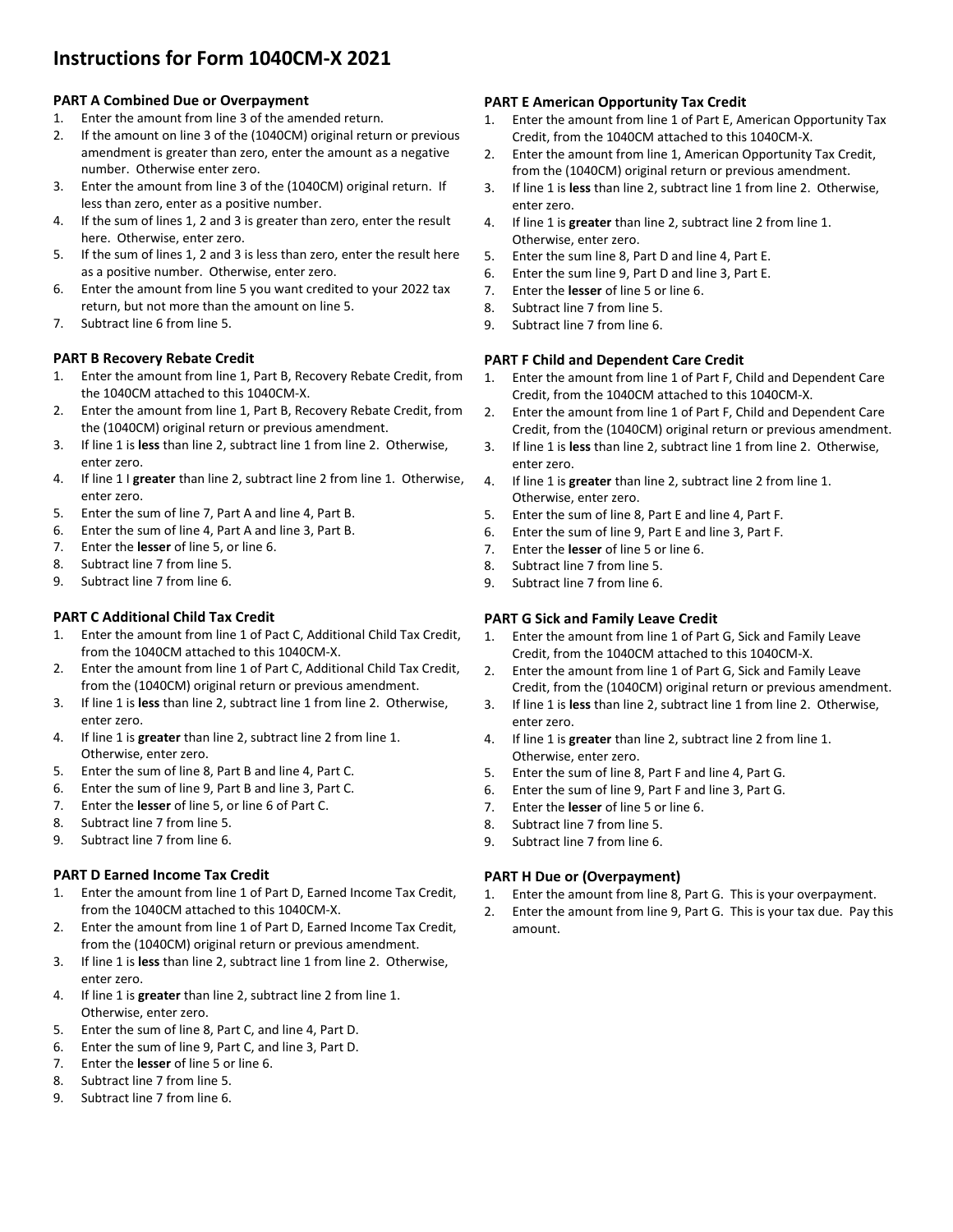# Instructions for Form 1040CM-X 2021

### PART A Combined Due or Overpayment

1. Enter the amount from line 3 of the amended return.
2. If the amount on line 3 of the (1040CM) original return or previous amendment is greater than zero, enter the amount as a negative number. Otherwise enter zero.
3. Enter the amount from line 3 of the (1040CM) original return. If less than zero, enter as a positive number.
4. If the sum of lines 1, 2 and 3 is greater than zero, enter the result here. Otherwise, enter zero.
5. If the sum of lines 1, 2 and 3 is less than zero, enter the result here as a positive number. Otherwise, enter zero.
6. Enter the amount from line 5 you want credited to your 2022 tax return, but not more than the amount on line 5.
7. Subtract line 6 from line 5.

### PART B Recovery Rebate Credit

1. Enter the amount from line 1, Part B, Recovery Rebate Credit, from the 1040CM attached to this 1040CM-X.
2. Enter the amount from line 1, Part B, Recovery Rebate Credit, from the (1040CM) original return or previous amendment.
3. If line 1 is **less** than line 2, subtract line 1 from line 2. Otherwise, enter zero.
4. If line 1 I **greater** than line 2, subtract line 2 from line 1. Otherwise, enter zero.
5. Enter the sum of line 7, Part A and line 4, Part B.
6. Enter the sum of line 4, Part A and line 3, Part B.
7. Enter the **lesser** of line 5, or line 6.
8. Subtract line 7 from line 5.
9. Subtract line 7 from line 6.

### PART C Additional Child Tax Credit

1. Enter the amount from line 1 of Pact C, Additional Child Tax Credit, from the 1040CM attached to this 1040CM-X.
2. Enter the amount from line 1 of Part C, Additional Child Tax Credit, from the (1040CM) original return or previous amendment.
3. If line 1 is **less** than line 2, subtract line 1 from line 2. Otherwise, enter zero.
4. If line 1 is **greater** than line 2, subtract line 2 from line 1. Otherwise, enter zero.
5. Enter the sum of line 8, Part B and line 4, Part C.
6. Enter the sum of line 9, Part B and line 3, Part C.
7. Enter the **lesser** of line 5, or line 6 of Part C.
8. Subtract line 7 from line 5.
9. Subtract line 7 from line 6.

### PART D Earned Income Tax Credit

1. Enter the amount from line 1 of Part D, Earned Income Tax Credit, from the 1040CM attached to this 1040CM-X.
2. Enter the amount from line 1 of Part D, Earned Income Tax Credit, from the (1040CM) original return or previous amendment.
3. If line 1 is **less** than line 2, subtract line 1 from line 2. Otherwise, enter zero.
4. If line 1 is **greater** than line 2, subtract line 2 from line 1. Otherwise, enter zero.
5. Enter the sum of line 8, Part C, and line 4, Part D.
6. Enter the sum of line 9, Part C, and line 3, Part D.
7. Enter the **lesser** of line 5 or line 6.
8. Subtract line 7 from line 5.
9. Subtract line 7 from line 6.

### PART E American Opportunity Tax Credit

1. Enter the amount from line 1 of Part E, American Opportunity Tax Credit, from the 1040CM attached to this 1040CM-X.
2. Enter the amount from line 1, American Opportunity Tax Credit, from the (1040CM) original return or previous amendment.
3. If line 1 is **less** than line 2, subtract line 1 from line 2. Otherwise, enter zero.
4. If line 1 is **greater** than line 2, subtract line 2 from line 1. Otherwise, enter zero.
5. Enter the sum line 8, Part D and line 4, Part E.
6. Enter the sum line 9, Part D and line 3, Part E.
7. Enter the **lesser** of line 5 or line 6.
8. Subtract line 7 from line 5.
9. Subtract line 7 from line 6.

### PART F Child and Dependent Care Credit

1. Enter the amount from line 1 of Part F, Child and Dependent Care Credit, from the 1040CM attached to this 1040CM-X.
2. Enter the amount from line 1 of Part F, Child and Dependent Care Credit, from the (1040CM) original return or previous amendment.
3. If line 1 is **less** than line 2, subtract line 1 from line 2. Otherwise, enter zero.
4. If line 1 is **greater** than line 2, subtract line 2 from line 1. Otherwise, enter zero.
5. Enter the sum of line 8, Part E and line 4, Part F.
6. Enter the sum of line 9, Part E and line 3, Part F.
7. Enter the **lesser** of line 5 or line 6.
8. Subtract line 7 from line 5.
9. Subtract line 7 from line 6.

### PART G Sick and Family Leave Credit

1. Enter the amount from line 1 of Part G, Sick and Family Leave Credit, from the 1040CM attached to this 1040CM-X.
2. Enter the amount from line 1 of Part G, Sick and Family Leave Credit, from the (1040CM) original return or previous amendment.
3. If line 1 is **less** than line 2, subtract line 1 from line 2. Otherwise, enter zero.
4. If line 1 is **greater** than line 2, subtract line 2 from line 1. Otherwise, enter zero.
5. Enter the sum of line 8, Part F and line 4, Part G.
6. Enter the sum of line 9, Part F and line 3, Part G.
7. Enter the **lesser** of line 5 or line 6.
8. Subtract line 7 from line 5.
9. Subtract line 7 from line 6.

### PART H Due or (Overpayment)

1. Enter the amount from line 8, Part G. This is your overpayment.
2. Enter the amount from line 9, Part G. This is your tax due. Pay this amount.